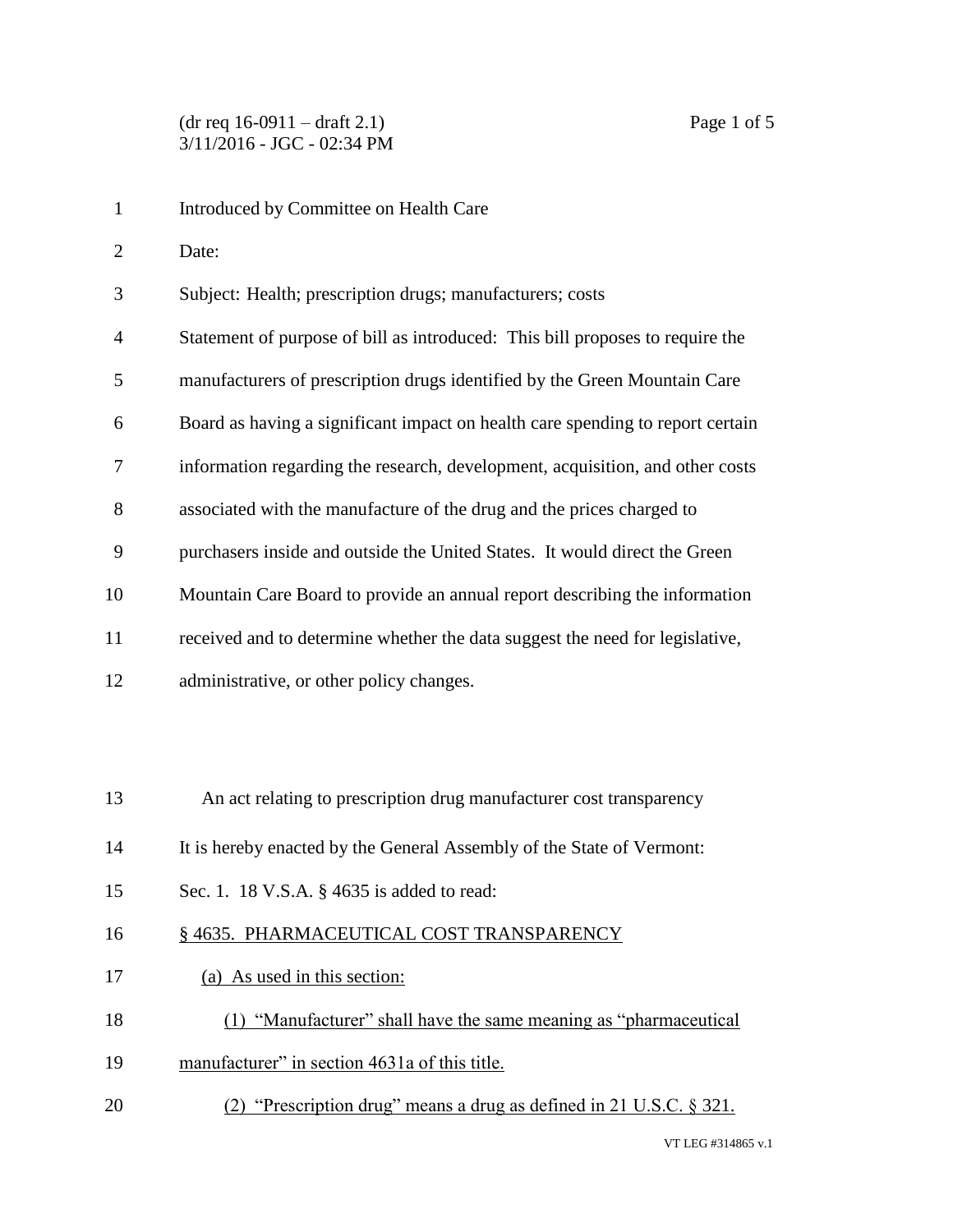Introduced by Committee on Health Care

Date:

Subject: Health; prescription drugs; manufacturers; costs

Statement of purpose of bill as introduced: This bill proposes to require the manufacturers of prescription drugs identified by the Green Mountain Care Board as having a significant impact on health care spending to report certain information regarding the research, development, acquisition, and other costs associated with the manufacture of the drug and the prices charged to purchasers inside and outside the United States. It would direct the Green Mountain Care Board to provide an annual report describing the information received and to determine whether the data suggest the need for legislative, administrative, or other policy changes.

An act relating to prescription drug manufacturer cost transparency

It is hereby enacted by the General Assembly of the State of Vermont:

Sec. 1. 18 V.S.A. § 4635 is added to read:

§ 4635. PHARMACEUTICAL COST TRANSPARENCY

(a) As used in this section:

(1) "Manufacturer" shall have the same meaning as "pharmaceutical manufacturer" in section 4631a of this title.

(2) "Prescription drug" means a drug as defined in 21 U.S.C. § 321.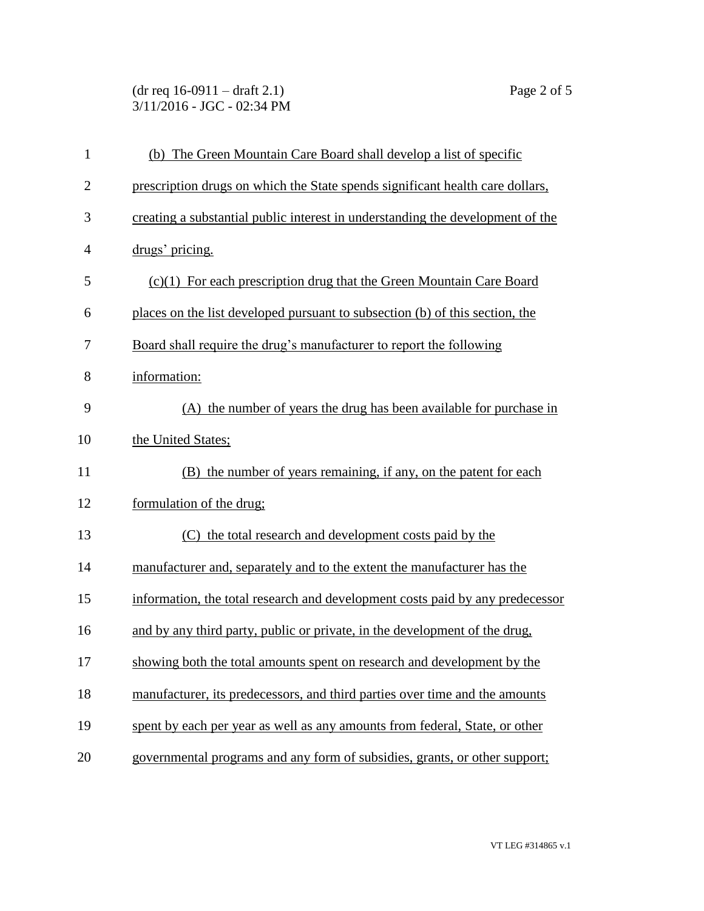(b) The Green Mountain Care Board shall develop a list of specific prescription drugs on which the State spends significant health care dollars, creating a substantial public interest in understanding the development of the drugs' pricing.

(c)(1) For each prescription drug that the Green Mountain Care Board places on the list developed pursuant to subsection (b) of this section, the Board shall require the drug's manufacturer to report the following information:

(A) the number of years the drug has been available for purchase in the United States;

(B) the number of years remaining, if any, on the patent for each formulation of the drug;

(C) the total research and development costs paid by the manufacturer and, separately and to the extent the manufacturer has the information, the total research and development costs paid by any predecessor and by any third party, public or private, in the development of the drug, showing both the total amounts spent on research and development by the manufacturer, its predecessors, and third parties over time and the amounts spent by each per year as well as any amounts from federal, State, or other governmental programs and any form of subsidies, grants, or other support;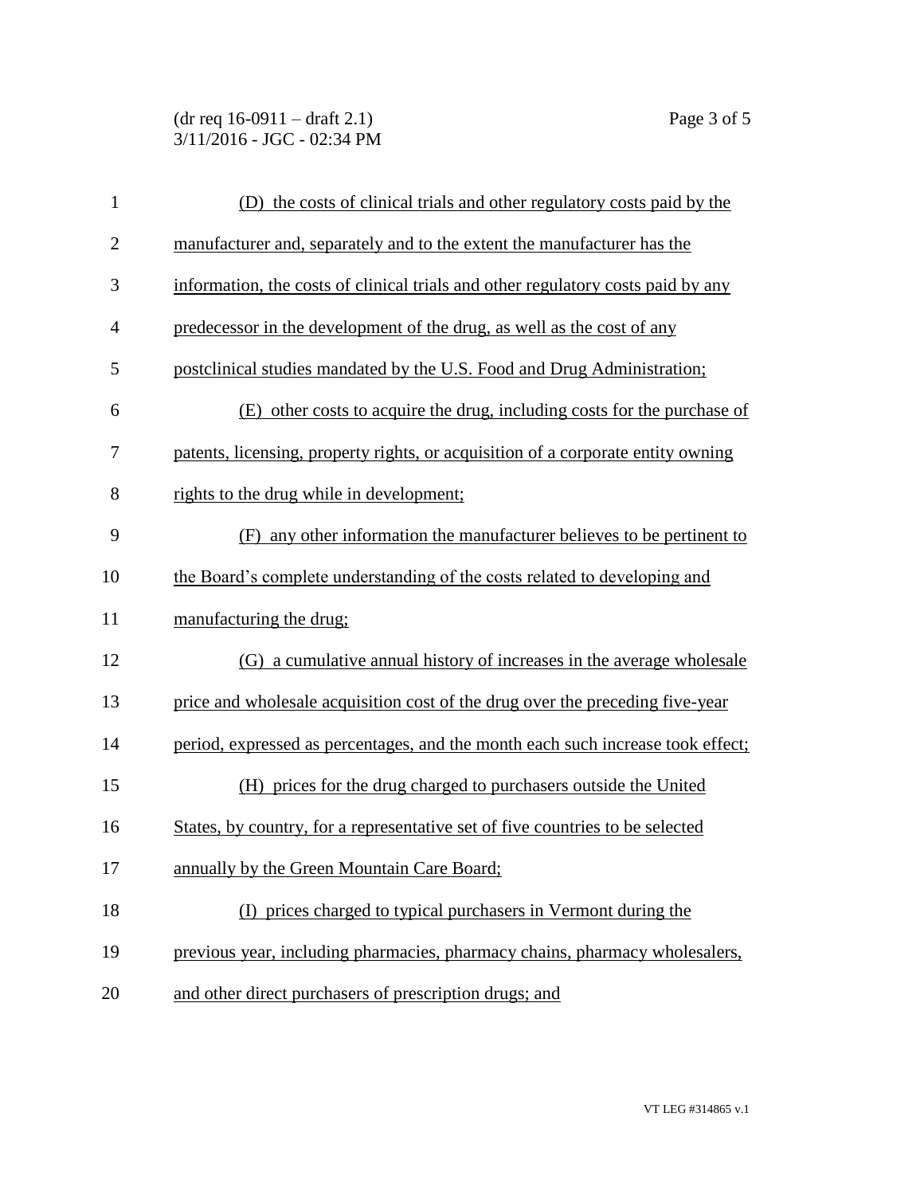(D) the costs of clinical trials and other regulatory costs paid by the manufacturer and, separately and to the extent the manufacturer has the information, the costs of clinical trials and other regulatory costs paid by any predecessor in the development of the drug, as well as the cost of any postclinical studies mandated by the U.S. Food and Drug Administration;

(E) other costs to acquire the drug, including costs for the purchase of patents, licensing, property rights, or acquisition of a corporate entity owning rights to the drug while in development;

(F) any other information the manufacturer believes to be pertinent to the Board's complete understanding of the costs related to developing and manufacturing the drug;

(G) a cumulative annual history of increases in the average wholesale price and wholesale acquisition cost of the drug over the preceding five-year period, expressed as percentages, and the month each such increase took effect;

(H) prices for the drug charged to purchasers outside the United States, by country, for a representative set of five countries to be selected annually by the Green Mountain Care Board;

(I) prices charged to typical purchasers in Vermont during the previous year, including pharmacies, pharmacy chains, pharmacy wholesalers, and other direct purchasers of prescription drugs; and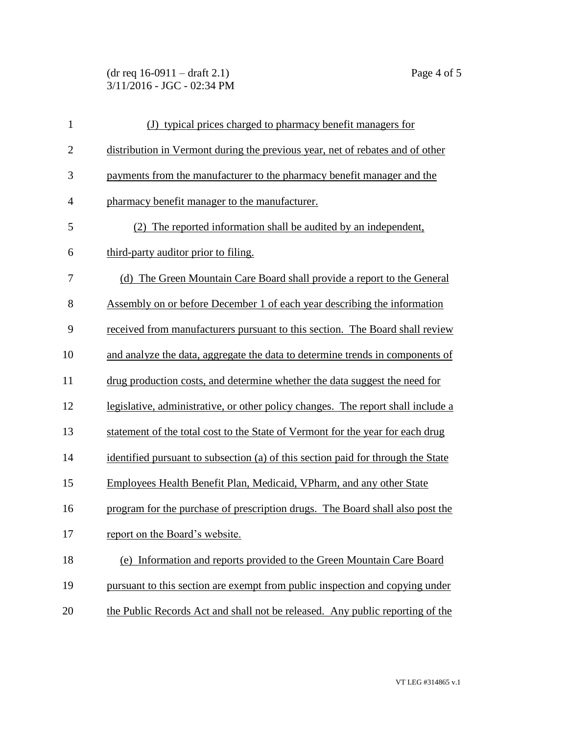(J) typical prices charged to pharmacy benefit managers for distribution in Vermont during the previous year, net of rebates and of other payments from the manufacturer to the pharmacy benefit manager and the pharmacy benefit manager to the manufacturer.

(2) The reported information shall be audited by an independent, third-party auditor prior to filing.

(d) The Green Mountain Care Board shall provide a report to the General Assembly on or before December 1 of each year describing the information received from manufacturers pursuant to this section. The Board shall review and analyze the data, aggregate the data to determine trends in components of drug production costs, and determine whether the data suggest the need for legislative, administrative, or other policy changes. The report shall include a statement of the total cost to the State of Vermont for the year for each drug identified pursuant to subsection (a) of this section paid for through the State Employees Health Benefit Plan, Medicaid, VPharm, and any other State program for the purchase of prescription drugs. The Board shall also post the report on the Board's website.

(e) Information and reports provided to the Green Mountain Care Board pursuant to this section are exempt from public inspection and copying under the Public Records Act and shall not be released. Any public reporting of the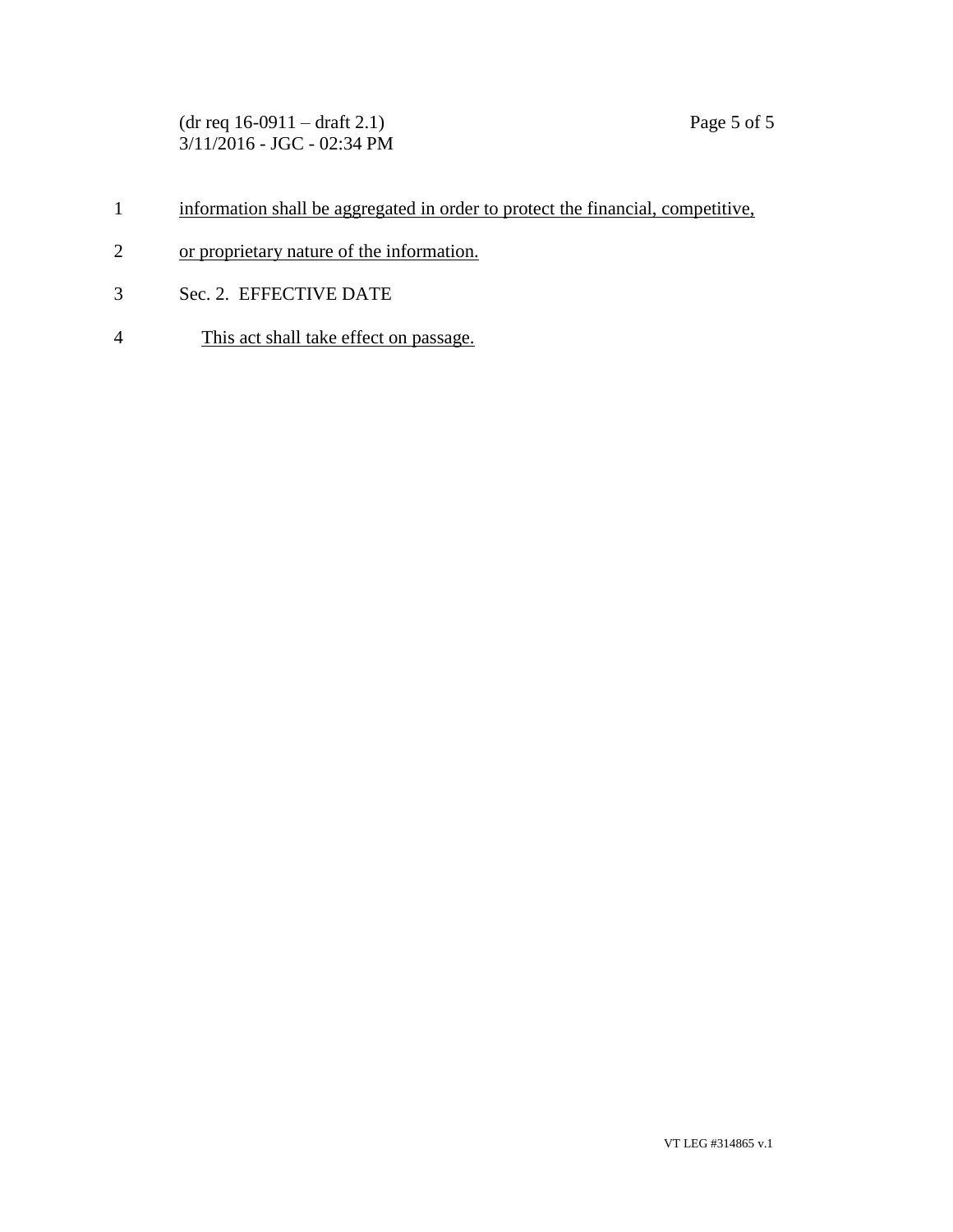information shall be aggregated in order to protect the financial, competitive, or proprietary nature of the information.

Sec. 2. EFFECTIVE DATE

This act shall take effect on passage.